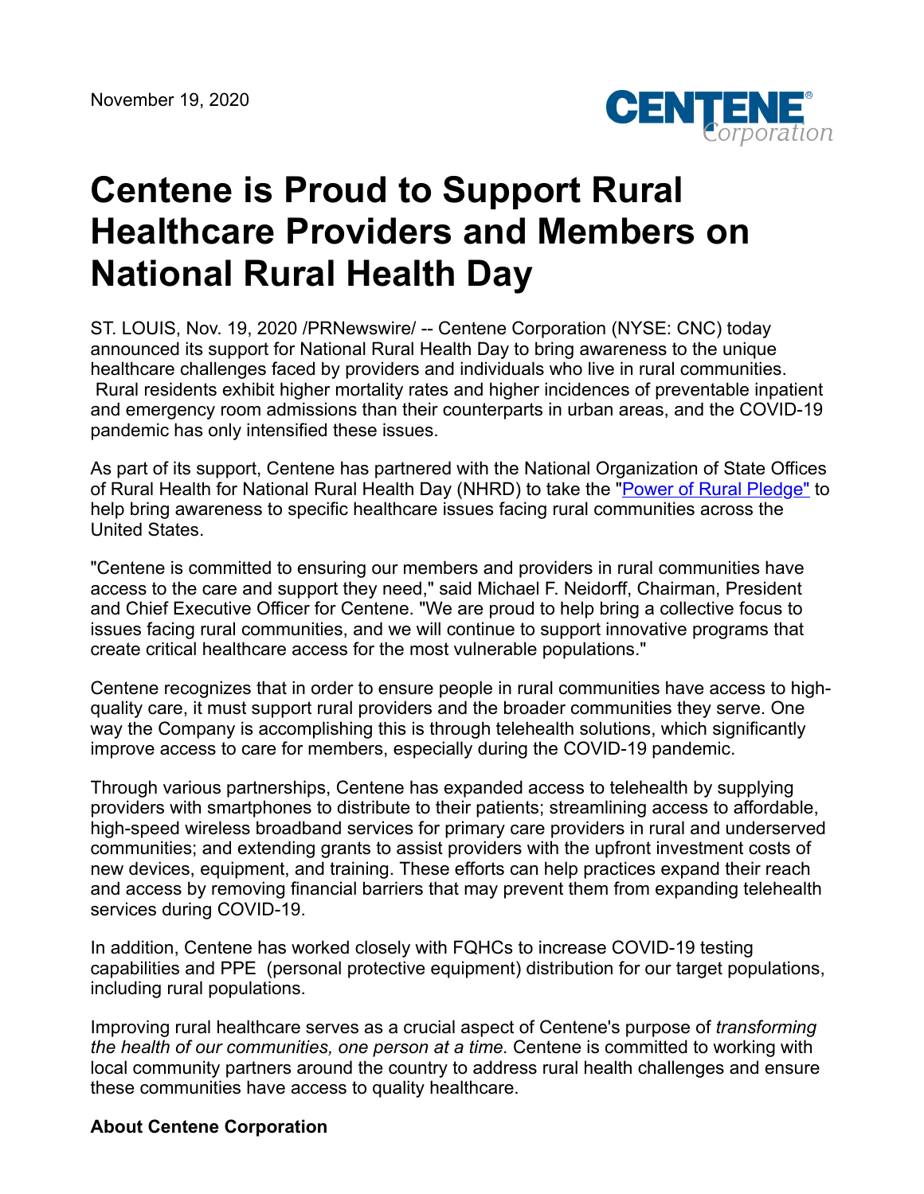November 19, 2020

# Centene is Proud to Support Rural Healthcare Providers and Members on National Rural Health Day

ST. LOUIS, Nov. 19, 2020 /PRNewswire/ -- Centene Corporation (NYSE: CNC) today announced its support for National Rural Health Day to bring awareness to the unique healthcare challenges faced by providers and individuals who live in rural communities. Rural residents exhibit higher mortality rates and higher incidences of preventable inpatient and emergency room admissions than their counterparts in urban areas, and the COVID-19 pandemic has only intensified these issues.

As part of its support, Centene has partnered with the National Organization of State Offices of Rural Health for National Rural Health Day (NHRD) to take the "Power of Rural Pledge" to help bring awareness to specific healthcare issues facing rural communities across the United States.

"Centene is committed to ensuring our members and providers in rural communities have access to the care and support they need," said Michael F. Neidorff, Chairman, President and Chief Executive Officer for Centene. "We are proud to help bring a collective focus to issues facing rural communities, and we will continue to support innovative programs that create critical healthcare access for the most vulnerable populations."

Centene recognizes that in order to ensure people in rural communities have access to high-quality care, it must support rural providers and the broader communities they serve. One way the Company is accomplishing this is through telehealth solutions, which significantly improve access to care for members, especially during the COVID-19 pandemic.

Through various partnerships, Centene has expanded access to telehealth by supplying providers with smartphones to distribute to their patients; streamlining access to affordable, high-speed wireless broadband services for primary care providers in rural and underserved communities; and extending grants to assist providers with the upfront investment costs of new devices, equipment, and training. These efforts can help practices expand their reach and access by removing financial barriers that may prevent them from expanding telehealth services during COVID-19.

In addition, Centene has worked closely with FQHCs to increase COVID-19 testing capabilities and PPE (personal protective equipment) distribution for our target populations, including rural populations.

Improving rural healthcare serves as a crucial aspect of Centene's purpose of *transforming the health of our communities, one person at a time.* Centene is committed to working with local community partners around the country to address rural health challenges and ensure these communities have access to quality healthcare.

**About Centene Corporation**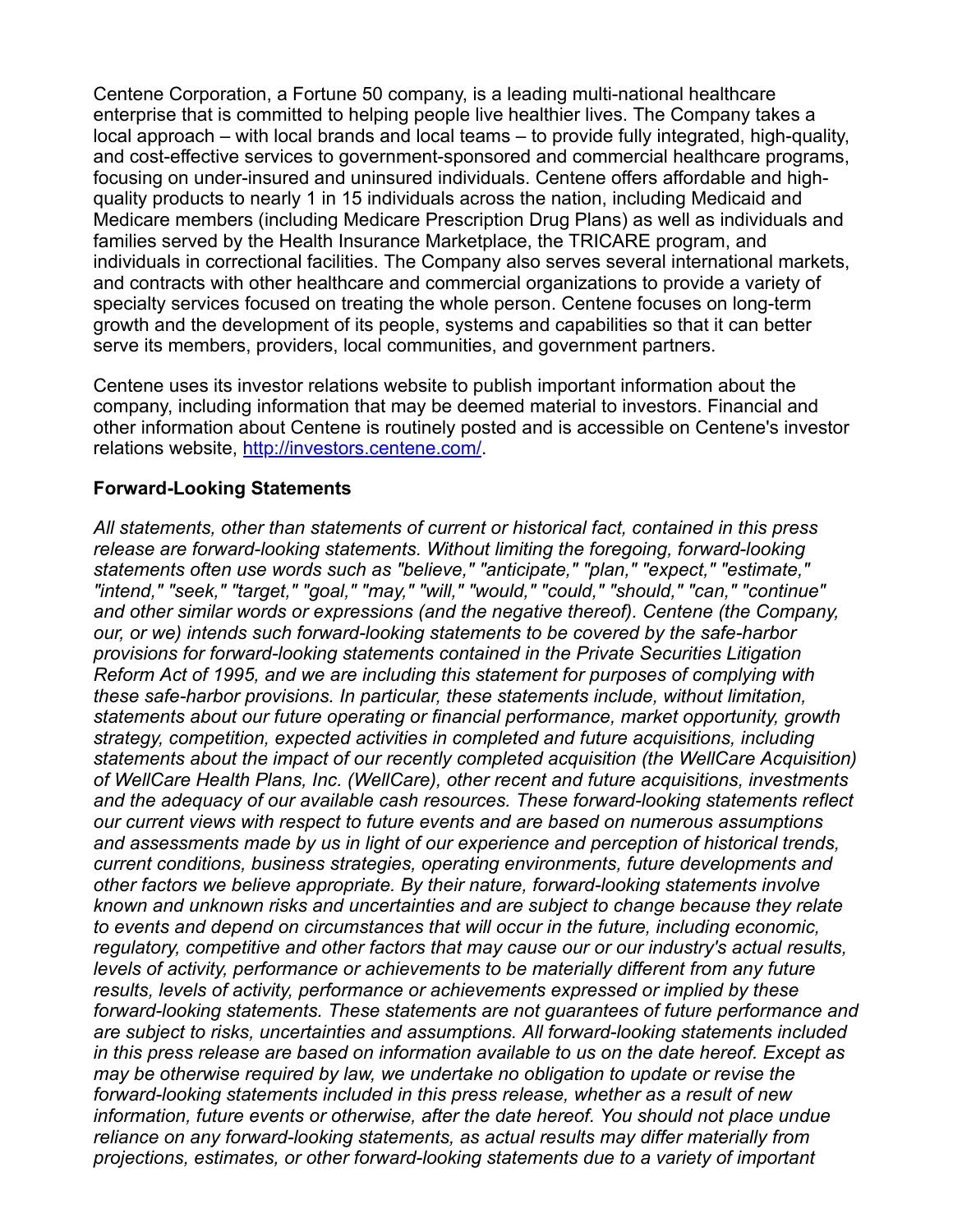Centene Corporation, a Fortune 50 company, is a leading multi-national healthcare enterprise that is committed to helping people live healthier lives. The Company takes a local approach – with local brands and local teams – to provide fully integrated, high-quality, and cost-effective services to government-sponsored and commercial healthcare programs, focusing on under-insured and uninsured individuals. Centene offers affordable and high-quality products to nearly 1 in 15 individuals across the nation, including Medicaid and Medicare members (including Medicare Prescription Drug Plans) as well as individuals and families served by the Health Insurance Marketplace, the TRICARE program, and individuals in correctional facilities. The Company also serves several international markets, and contracts with other healthcare and commercial organizations to provide a variety of specialty services focused on treating the whole person. Centene focuses on long-term growth and the development of its people, systems and capabilities so that it can better serve its members, providers, local communities, and government partners.

Centene uses its investor relations website to publish important information about the company, including information that may be deemed material to investors. Financial and other information about Centene is routinely posted and is accessible on Centene's investor relations website, [http://investors.centene.com/](http://investors.centene.com/).

**Forward-Looking Statements**

*All statements, other than statements of current or historical fact, contained in this press release are forward-looking statements. Without limiting the foregoing, forward-looking statements often use words such as "believe," "anticipate," "plan," "expect," "estimate," "intend," "seek," "target," "goal," "may," "will," "would," "could," "should," "can," "continue" and other similar words or expressions (and the negative thereof). Centene (the Company, our, or we) intends such forward-looking statements to be covered by the safe-harbor provisions for forward-looking statements contained in the Private Securities Litigation Reform Act of 1995, and we are including this statement for purposes of complying with these safe-harbor provisions. In particular, these statements include, without limitation, statements about our future operating or financial performance, market opportunity, growth strategy, competition, expected activities in completed and future acquisitions, including statements about the impact of our recently completed acquisition (the WellCare Acquisition) of WellCare Health Plans, Inc. (WellCare), other recent and future acquisitions, investments and the adequacy of our available cash resources. These forward-looking statements reflect our current views with respect to future events and are based on numerous assumptions and assessments made by us in light of our experience and perception of historical trends, current conditions, business strategies, operating environments, future developments and other factors we believe appropriate. By their nature, forward-looking statements involve known and unknown risks and uncertainties and are subject to change because they relate to events and depend on circumstances that will occur in the future, including economic, regulatory, competitive and other factors that may cause our or our industry's actual results, levels of activity, performance or achievements to be materially different from any future results, levels of activity, performance or achievements expressed or implied by these forward-looking statements. These statements are not guarantees of future performance and are subject to risks, uncertainties and assumptions. All forward-looking statements included in this press release are based on information available to us on the date hereof. Except as may be otherwise required by law, we undertake no obligation to update or revise the forward-looking statements included in this press release, whether as a result of new information, future events or otherwise, after the date hereof. You should not place undue reliance on any forward-looking statements, as actual results may differ materially from projections, estimates, or other forward-looking statements due to a variety of important*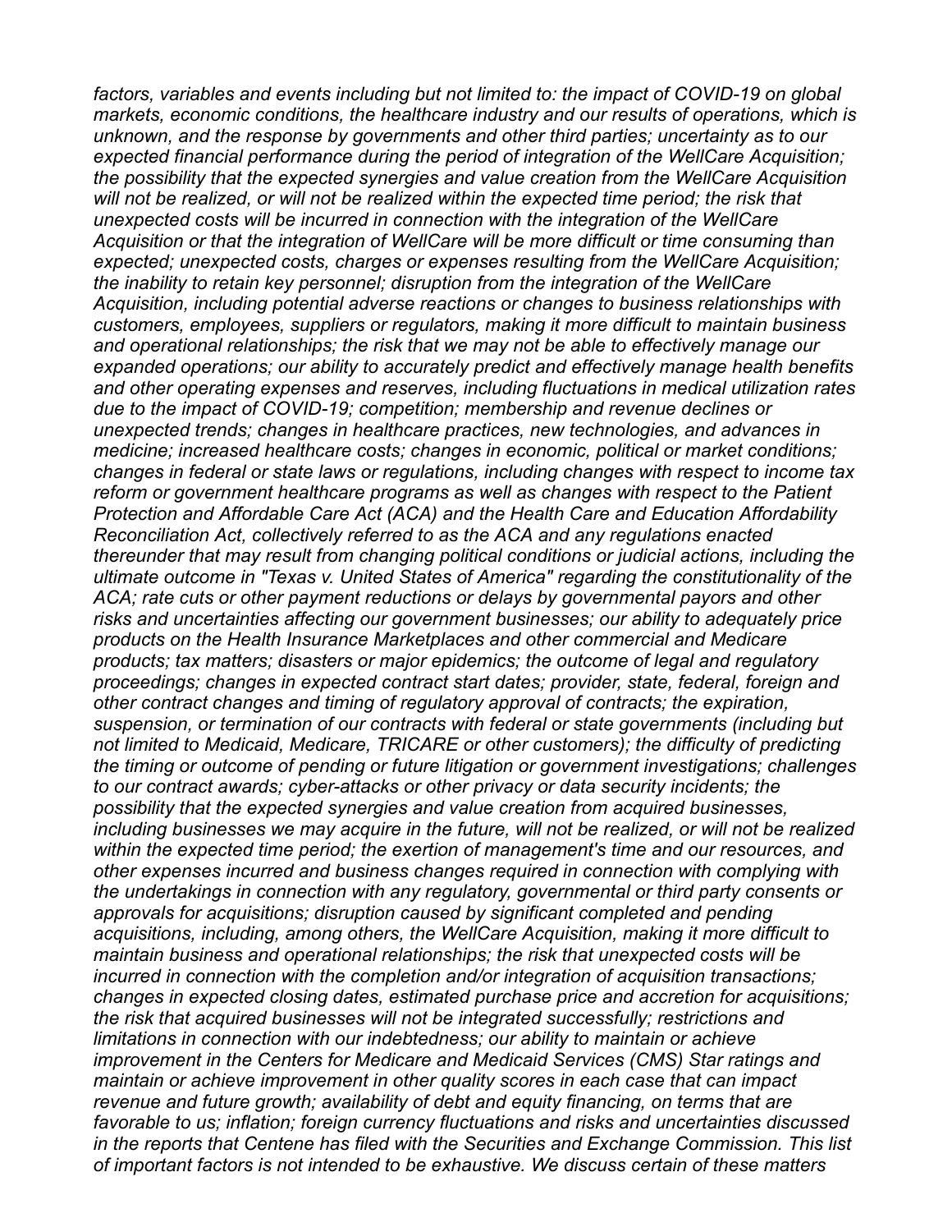*factors, variables and events including but not limited to: the impact of COVID-19 on global markets, economic conditions, the healthcare industry and our results of operations, which is unknown, and the response by governments and other third parties; uncertainty as to our expected financial performance during the period of integration of the WellCare Acquisition; the possibility that the expected synergies and value creation from the WellCare Acquisition will not be realized, or will not be realized within the expected time period; the risk that unexpected costs will be incurred in connection with the integration of the WellCare Acquisition or that the integration of WellCare will be more difficult or time consuming than expected; unexpected costs, charges or expenses resulting from the WellCare Acquisition; the inability to retain key personnel; disruption from the integration of the WellCare Acquisition, including potential adverse reactions or changes to business relationships with customers, employees, suppliers or regulators, making it more difficult to maintain business and operational relationships; the risk that we may not be able to effectively manage our expanded operations; our ability to accurately predict and effectively manage health benefits and other operating expenses and reserves, including fluctuations in medical utilization rates due to the impact of COVID-19; competition; membership and revenue declines or unexpected trends; changes in healthcare practices, new technologies, and advances in medicine; increased healthcare costs; changes in economic, political or market conditions; changes in federal or state laws or regulations, including changes with respect to income tax reform or government healthcare programs as well as changes with respect to the Patient Protection and Affordable Care Act (ACA) and the Health Care and Education Affordability Reconciliation Act, collectively referred to as the ACA and any regulations enacted thereunder that may result from changing political conditions or judicial actions, including the ultimate outcome in "Texas v. United States of America" regarding the constitutionality of the ACA; rate cuts or other payment reductions or delays by governmental payors and other risks and uncertainties affecting our government businesses; our ability to adequately price products on the Health Insurance Marketplaces and other commercial and Medicare products; tax matters; disasters or major epidemics; the outcome of legal and regulatory proceedings; changes in expected contract start dates; provider, state, federal, foreign and other contract changes and timing of regulatory approval of contracts; the expiration, suspension, or termination of our contracts with federal or state governments (including but not limited to Medicaid, Medicare, TRICARE or other customers); the difficulty of predicting the timing or outcome of pending or future litigation or government investigations; challenges to our contract awards; cyber-attacks or other privacy or data security incidents; the possibility that the expected synergies and value creation from acquired businesses, including businesses we may acquire in the future, will not be realized, or will not be realized within the expected time period; the exertion of management's time and our resources, and other expenses incurred and business changes required in connection with complying with the undertakings in connection with any regulatory, governmental or third party consents or approvals for acquisitions; disruption caused by significant completed and pending acquisitions, including, among others, the WellCare Acquisition, making it more difficult to maintain business and operational relationships; the risk that unexpected costs will be incurred in connection with the completion and/or integration of acquisition transactions; changes in expected closing dates, estimated purchase price and accretion for acquisitions; the risk that acquired businesses will not be integrated successfully; restrictions and limitations in connection with our indebtedness; our ability to maintain or achieve improvement in the Centers for Medicare and Medicaid Services (CMS) Star ratings and maintain or achieve improvement in other quality scores in each case that can impact revenue and future growth; availability of debt and equity financing, on terms that are favorable to us; inflation; foreign currency fluctuations and risks and uncertainties discussed in the reports that Centene has filed with the Securities and Exchange Commission. This list of important factors is not intended to be exhaustive. We discuss certain of these matters*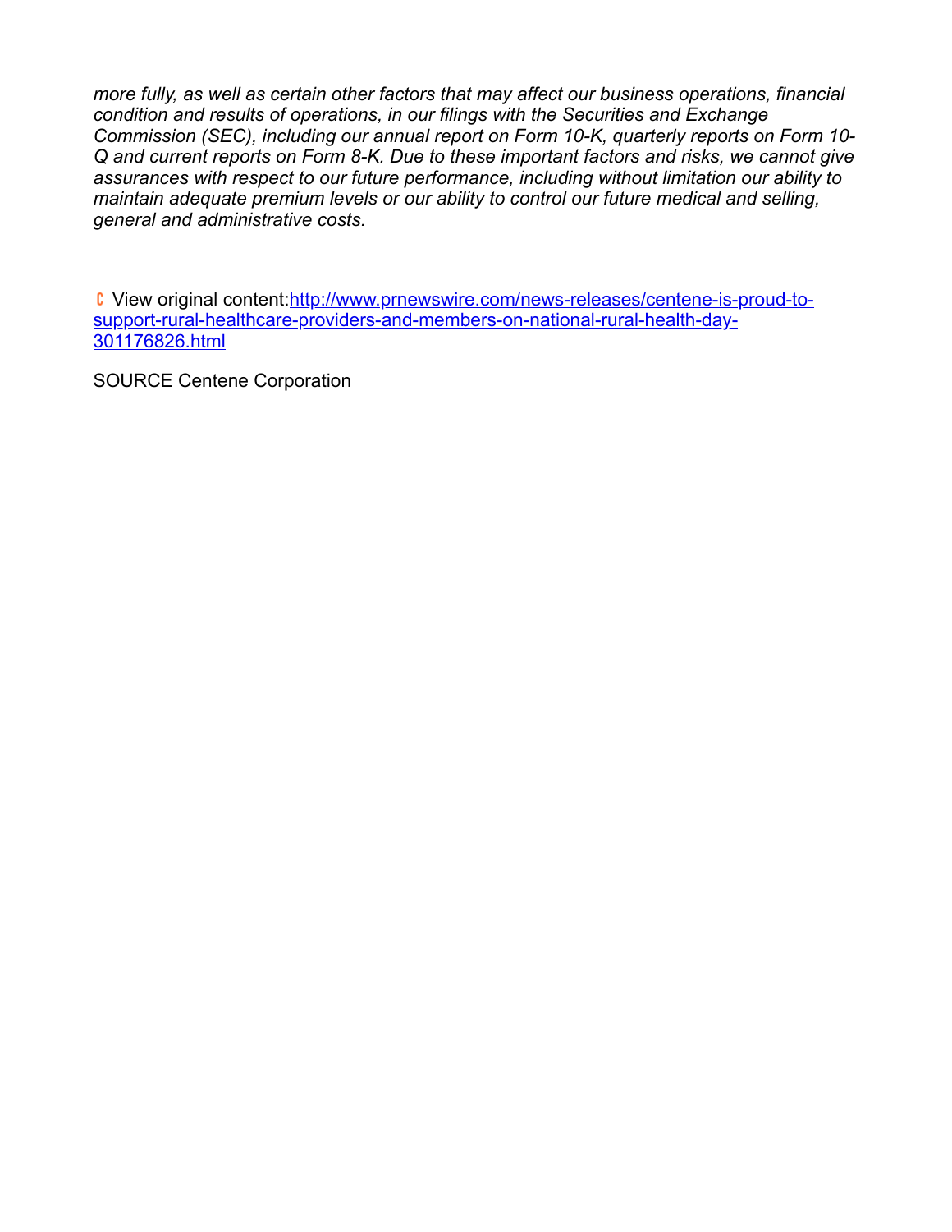*more fully, as well as certain other factors that may affect our business operations, financial condition and results of operations, in our filings with the Securities and Exchange Commission (SEC), including our annual report on Form 10-K, quarterly reports on Form 10-Q and current reports on Form 8-K. Due to these important factors and risks, we cannot give assurances with respect to our future performance, including without limitation our ability to maintain adequate premium levels or our ability to control our future medical and selling, general and administrative costs.*

View original content:[http://www.prnewswire.com/news-releases/centene-is-proud-to-support-rural-healthcare-providers-and-members-on-national-rural-health-day-301176826.html](http://www.prnewswire.com/news-releases/centene-is-proud-to-support-rural-healthcare-providers-and-members-on-national-rural-health-day-301176826.html)

SOURCE Centene Corporation